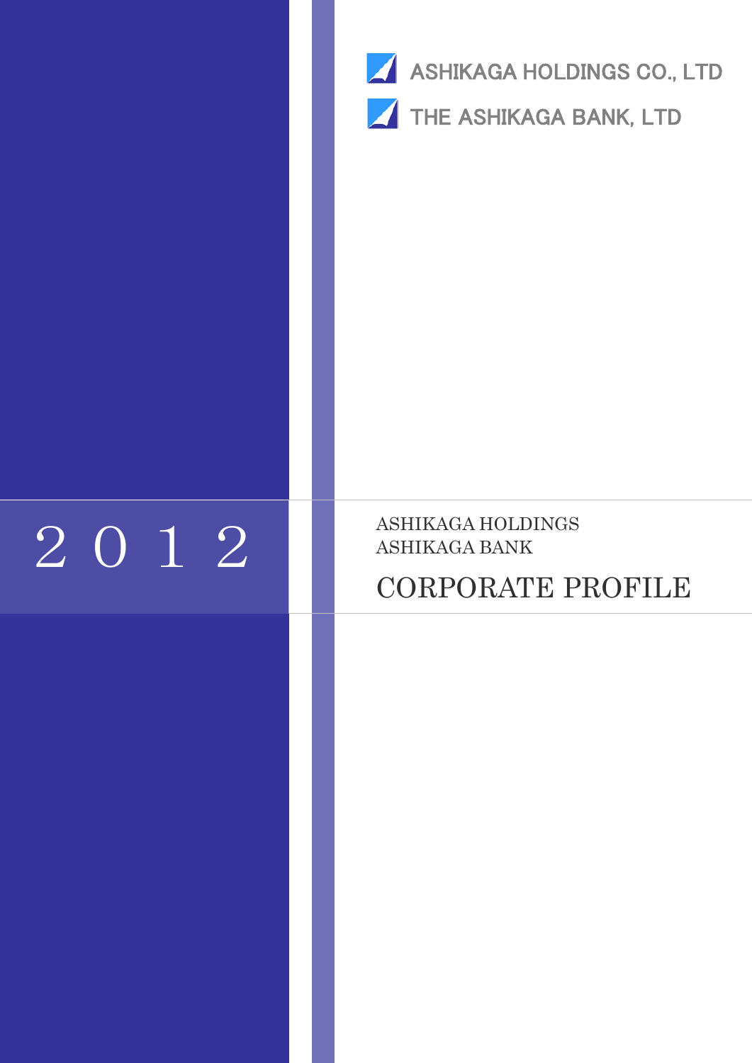ASHIKAGA HOLDINGS CO., LTD

THE ASHIKAGA BANK, LTD

2 0 1 2

ASHIKAGA HOLDINGS
ASHIKAGA BANK

# CORPORATE PROFILE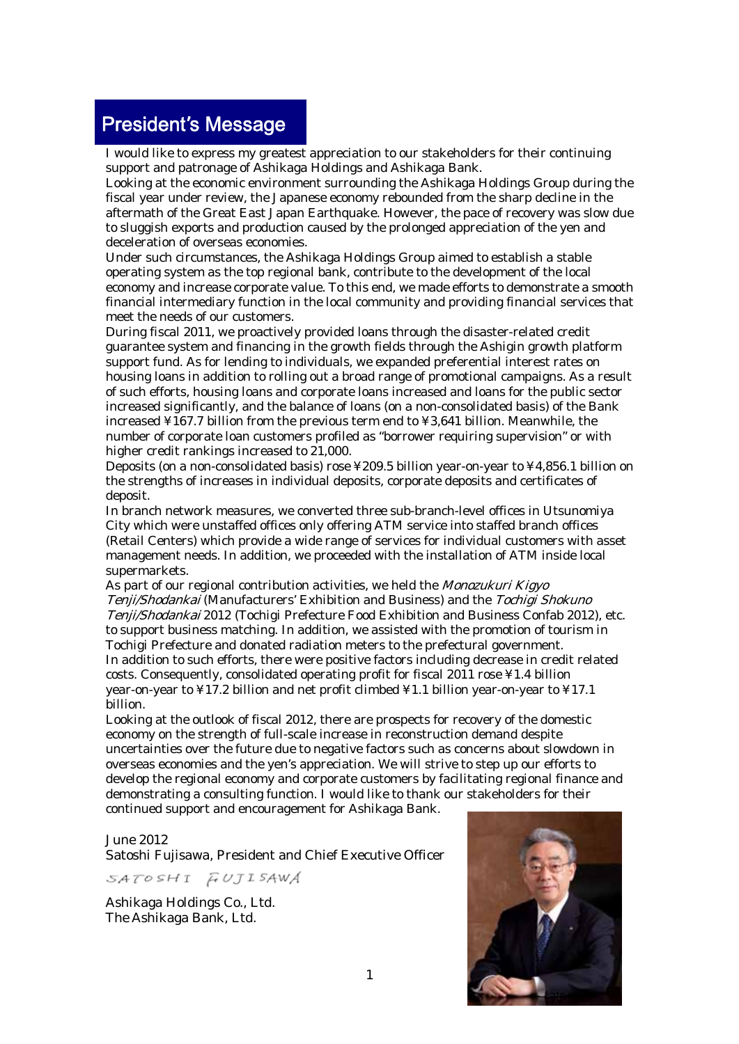# President's Message

I would like to express my greatest appreciation to our stakeholders for their continuing support and patronage of Ashikaga Holdings and Ashikaga Bank.

Looking at the economic environment surrounding the Ashikaga Holdings Group during the fiscal year under review, the Japanese economy rebounded from the sharp decline in the aftermath of the Great East Japan Earthquake. However, the pace of recovery was slow due to sluggish exports and production caused by the prolonged appreciation of the yen and deceleration of overseas economies.

Under such circumstances, the Ashikaga Holdings Group aimed to establish a stable operating system as the top regional bank, contribute to the development of the local economy and increase corporate value. To this end, we made efforts to demonstrate a smooth financial intermediary function in the local community and providing financial services that meet the needs of our customers.

During fiscal 2011, we proactively provided loans through the disaster-related credit guarantee system and financing in the growth fields through the Ashigin growth platform support fund. As for lending to individuals, we expanded preferential interest rates on housing loans in addition to rolling out a broad range of promotional campaigns. As a result of such efforts, housing loans and corporate loans increased and loans for the public sector increased significantly, and the balance of loans (on a non-consolidated basis) of the Bank increased ¥167.7 billion from the previous term end to ¥3,641 billion. Meanwhile, the number of corporate loan customers profiled as "borrower requiring supervision" or with higher credit rankings increased to 21,000.

Deposits (on a non-consolidated basis) rose ¥209.5 billion year-on-year to ¥4,856.1 billion on the strengths of increases in individual deposits, corporate deposits and certificates of deposit.

In branch network measures, we converted three sub-branch-level offices in Utsunomiya City which were unstaffed offices only offering ATM service into staffed branch offices (Retail Centers) which provide a wide range of services for individual customers with asset management needs. In addition, we proceeded with the installation of ATM inside local supermarkets.

As part of our regional contribution activities, we held the *Monozukuri Kigyo Tenji/Shodankai* (Manufacturers' Exhibition and Business) and the *Tochigi Shokuno Tenji/Shodankai* 2012 (Tochigi Prefecture Food Exhibition and Business Confab 2012), etc. to support business matching. In addition, we assisted with the promotion of tourism in Tochigi Prefecture and donated radiation meters to the prefectural government.

In addition to such efforts, there were positive factors including decrease in credit related costs. Consequently, consolidated operating profit for fiscal 2011 rose ¥1.4 billion year-on-year to ¥17.2 billion and net profit climbed ¥1.1 billion year-on-year to ¥17.1 billion.

Looking at the outlook of fiscal 2012, there are prospects for recovery of the domestic economy on the strength of full-scale increase in reconstruction demand despite uncertainties over the future due to negative factors such as concerns about slowdown in overseas economies and the yen's appreciation. We will strive to step up our efforts to develop the regional economy and corporate customers by facilitating regional finance and demonstrating a consulting function. I would like to thank our stakeholders for their continued support and encouragement for Ashikaga Bank.

June 2012

Satoshi Fujisawa, President and Chief Executive Officer

SATOSHI FUJISAWA

Ashikaga Holdings Co., Ltd.
The Ashikaga Bank, Ltd.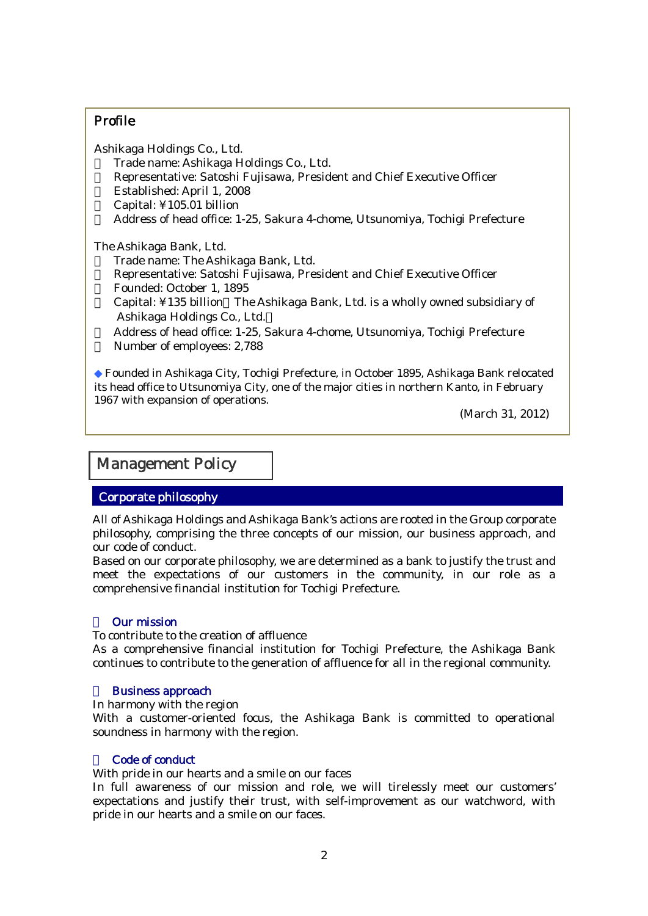## Profile

Ashikaga Holdings Co., Ltd.

- Trade name: Ashikaga Holdings Co., Ltd.
- Representative: Satoshi Fujisawa, President and Chief Executive Officer
- Established: April 1, 2008
- Capital: ¥105.01 billion
- Address of head office: 1-25, Sakura 4-chome, Utsunomiya, Tochigi Prefecture

The Ashikaga Bank, Ltd.

- Trade name: The Ashikaga Bank, Ltd.
- Representative: Satoshi Fujisawa, President and Chief Executive Officer
- Founded: October 1, 1895
- Capital: ¥135 billion（The Ashikaga Bank, Ltd. is a wholly owned subsidiary of Ashikaga Holdings Co., Ltd.）
- Address of head office: 1-25, Sakura 4-chome, Utsunomiya, Tochigi Prefecture
- Number of employees: 2,788

◆ Founded in Ashikaga City, Tochigi Prefecture, in October 1895, Ashikaga Bank relocated its head office to Utsunomiya City, one of the major cities in northern Kanto, in February 1967 with expansion of operations.

(March 31, 2012)

# Management Policy

## Corporate philosophy

All of Ashikaga Holdings and Ashikaga Bank's actions are rooted in the Group corporate philosophy, comprising the three concepts of our mission, our business approach, and our code of conduct.
Based on our corporate philosophy, we are determined as a bank to justify the trust and meet the expectations of our customers in the community, in our role as a comprehensive financial institution for Tochigi Prefecture.

### Our mission

To contribute to the creation of affluence
As a comprehensive financial institution for Tochigi Prefecture, the Ashikaga Bank continues to contribute to the generation of affluence for all in the regional community.

### Business approach

In harmony with the region
With a customer-oriented focus, the Ashikaga Bank is committed to operational soundness in harmony with the region.

### Code of conduct

With pride in our hearts and a smile on our faces
In full awareness of our mission and role, we will tirelessly meet our customers' expectations and justify their trust, with self-improvement as our watchword, with pride in our hearts and a smile on our faces.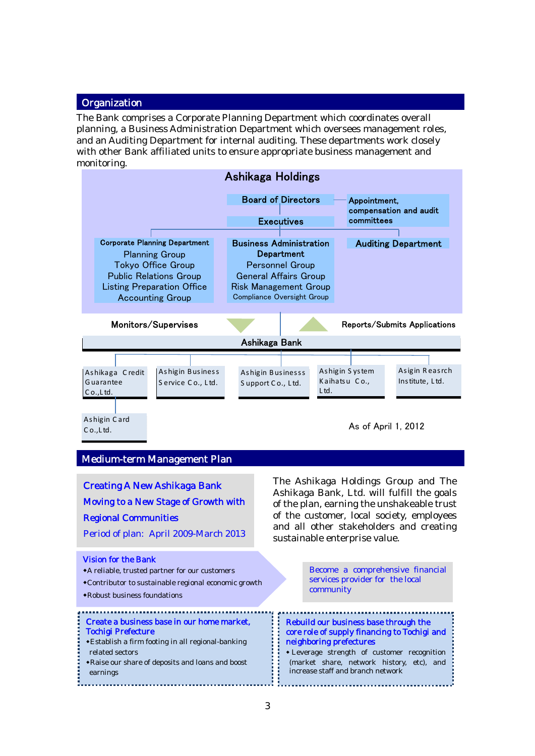## Organization

The Bank comprises a Corporate Planning Department which coordinates overall planning, a Business Administration Department which oversees management roles, and an Auditing Department for internal auditing. These departments work closely with other Bank affiliated units to ensure appropriate business management and monitoring.

**Ashikaga Holdings**

- Board of Directors
  - Appointment, compensation and audit committees
- Executives
  - Corporate Planning Department
    - Planning Group
    - Tokyo Office Group
    - Public Relations Group
    - Listing Preparation Office
    - Accounting Group
  - Business Administration Department
    - Personnel Group
    - General Affairs Group
    - Risk Management Group
    - Compliance Oversight Group
  - Auditing Department

Monitors/Supervises — Reports/Submits Applications

**Ashikaga Bank**

- Ashikaga Credit Guarantee Co.,Ltd.
  - Ashigin Card Co.,Ltd.
- Ashigin Business Service Co., Ltd.
- Ashigin Businesss Support Co., Ltd.
- Ashigin System Kaihatsu Co., Ltd.
- Asigin Reasrch Institute, Ltd.

As of April 1, 2012

## Medium-term Management Plan

**Creating A New Ashikaga Bank**
**Moving to a New Stage of Growth with Regional Communities**
Period of plan: April 2009-March 2013

The Ashikaga Holdings Group and The Ashikaga Bank, Ltd. will fulfill the goals of the plan, earning the unshakeable trust of the customer, local society, employees and all other stakeholders and creating sustainable enterprise value.

**Vision for the Bank**

- A reliable, trusted partner for our customers
- Contributor to sustainable regional economic growth
- Robust business foundations

Become a comprehensive financial services provider for the local community

**Create a business base in our home market, Tochigi Prefecture**

- Establish a firm footing in all regional-banking related sectors
- Raise our share of deposits and loans and boost earnings

**Rebuild our business base through the core role of supply financing to Tochigi and neighboring prefectures**

- Leverage strength of customer recognition (market share, network history, etc), and increase staff and branch network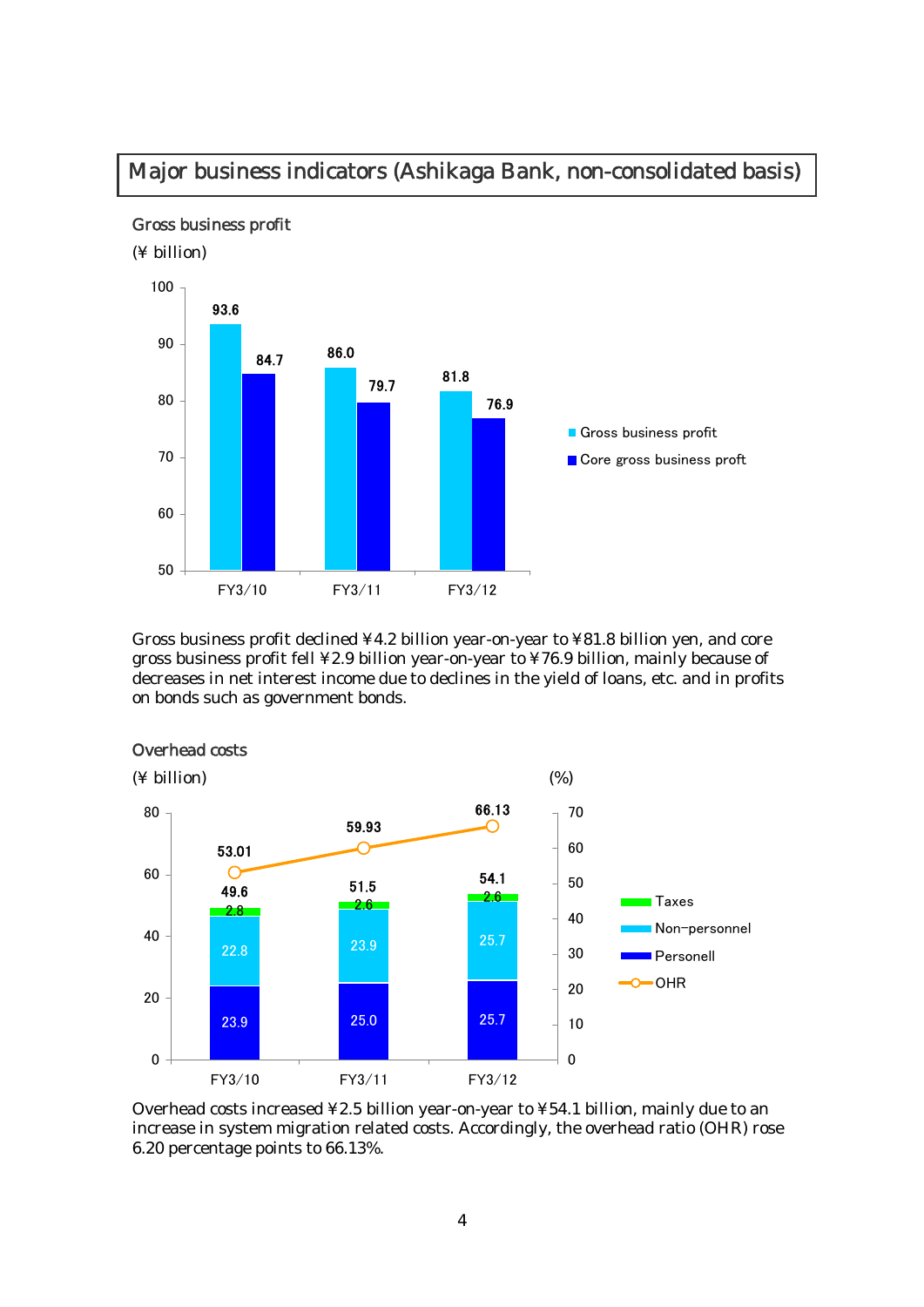# Major business indicators (Ashikaga Bank, non-consolidated basis)

## Gross business profit

(¥ billion)

| | FY3/10 | FY3/11 | FY3/12 |
|---|---|---|---|
| Gross business profit | 93.6 | 86.0 | 81.8 |
| Core gross business proft | 84.7 | 79.7 | 76.9 |

Gross business profit declined ¥4.2 billion year-on-year to ¥81.8 billion yen, and core gross business profit fell ¥2.9 billion year-on-year to ¥76.9 billion, mainly because of decreases in net interest income due to declines in the yield of loans, etc. and in profits on bonds such as government bonds.

## Overhead costs

(¥ billion) (%)

| | FY3/10 | FY3/11 | FY3/12 |
|---|---|---|---|
| Taxes | 2.8 | 2.6 | 2.6 |
| Non-personnel | 22.8 | 23.9 | 25.7 |
| Personell | 23.9 | 25.0 | 25.7 |
| Total | 49.6 | 51.5 | 54.1 |
| OHR (%) | 53.01 | 59.93 | 66.13 |

Overhead costs increased ¥2.5 billion year-on-year to ¥54.1 billion, mainly due to an increase in system migration related costs. Accordingly, the overhead ratio (OHR) rose 6.20 percentage points to 66.13%.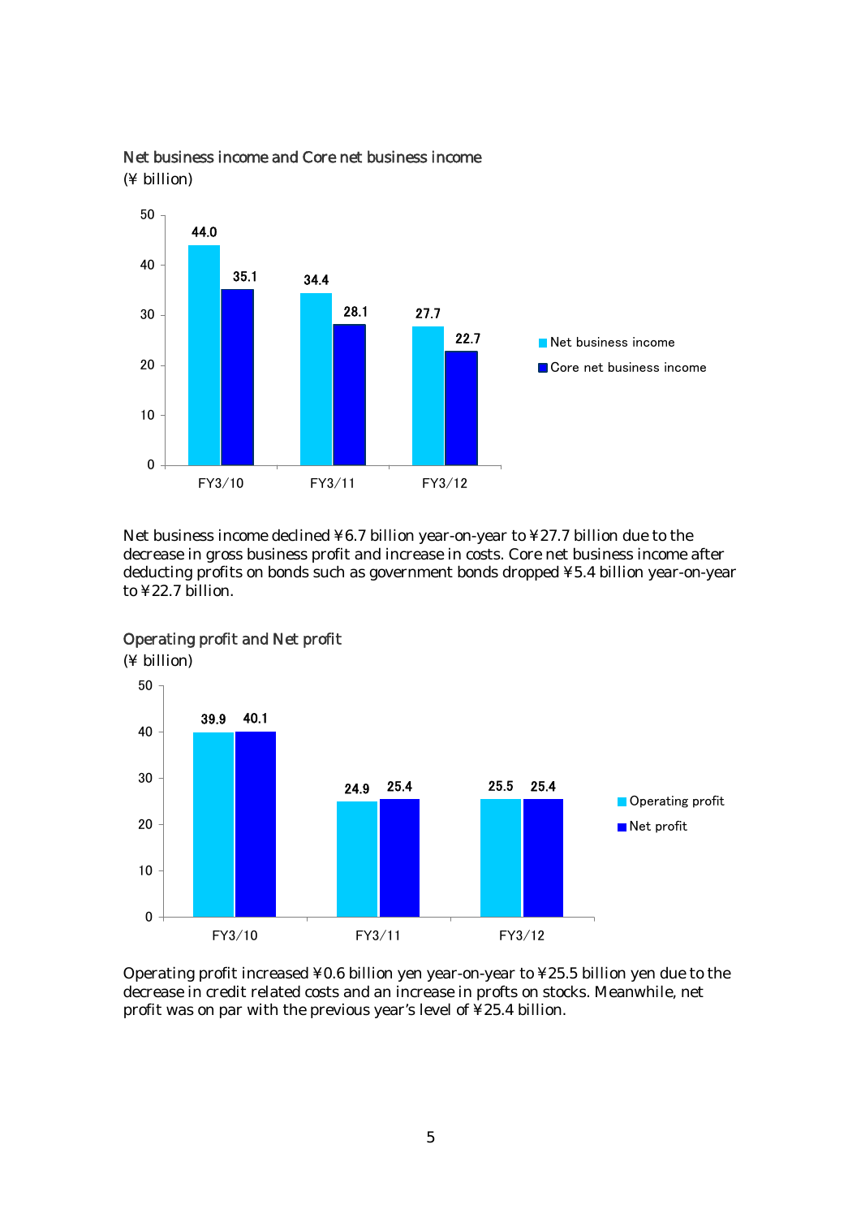Net business income and Core net business income

(¥ billion)

| | FY3/10 | FY3/11 | FY3/12 |
|---|---|---|---|
| Net business income | 44.0 | 34.4 | 27.7 |
| Core net business income | 35.1 | 28.1 | 22.7 |

Net business income declined ¥6.7 billion year-on-year to ¥27.7 billion due to the decrease in gross business profit and increase in costs. Core net business income after deducting profits on bonds such as government bonds dropped ¥5.4 billion year-on-year to ¥22.7 billion.

Operating profit and Net profit

(¥ billion)

| | FY3/10 | FY3/11 | FY3/12 |
|---|---|---|---|
| Operating profit | 39.9 | 24.9 | 25.5 |
| Net profit | 40.1 | 25.4 | 25.4 |

Operating profit increased ¥0.6 billion yen year-on-year to ¥25.5 billion yen due to the decrease in credit related costs and an increase in profits on stocks. Meanwhile, net profit was on par with the previous year's level of ¥25.4 billion.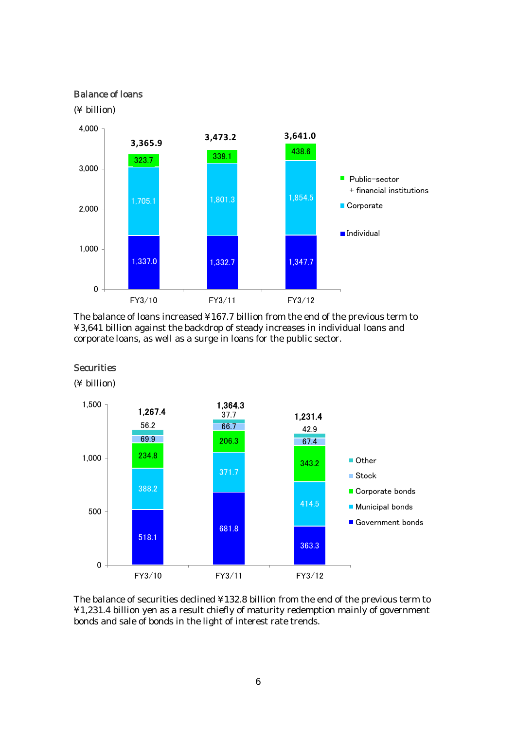## Balance of loans

(¥ billion)

| | FY3/10 | FY3/11 | FY3/12 |
|---|---|---|---|
| Public-sector + financial institutions | 323.7 | 339.1 | 438.6 |
| Corporate | 1,705.1 | 1,801.3 | 1,854.5 |
| Individual | 1,337.0 | 1,332.7 | 1,347.7 |
| Total | 3,365.9 | 3,473.2 | 3,641.0 |

The balance of loans increased ¥167.7 billion from the end of the previous term to ¥3,641 billion against the backdrop of steady increases in individual loans and corporate loans, as well as a surge in loans for the public sector.

## Securities

(¥ billion)

| | FY3/10 | FY3/11 | FY3/12 |
|---|---|---|---|
| Other | 56.2 | 37.7 | 42.9 |
| Stock | 69.9 | 66.7 | 67.4 |
| Corporate bonds | 234.8 | 206.3 | 343.2 |
| Municipal bonds | 388.2 | 371.7 | 414.5 |
| Government bonds | 518.1 | 681.8 | 363.3 |
| Total | 1,267.4 | 1,364.3 | 1,231.4 |

The balance of securities declined ¥132.8 billion from the end of the previous term to ¥1,231.4 billion yen as a result chiefly of maturity redemption mainly of government bonds and sale of bonds in the light of interest rate trends.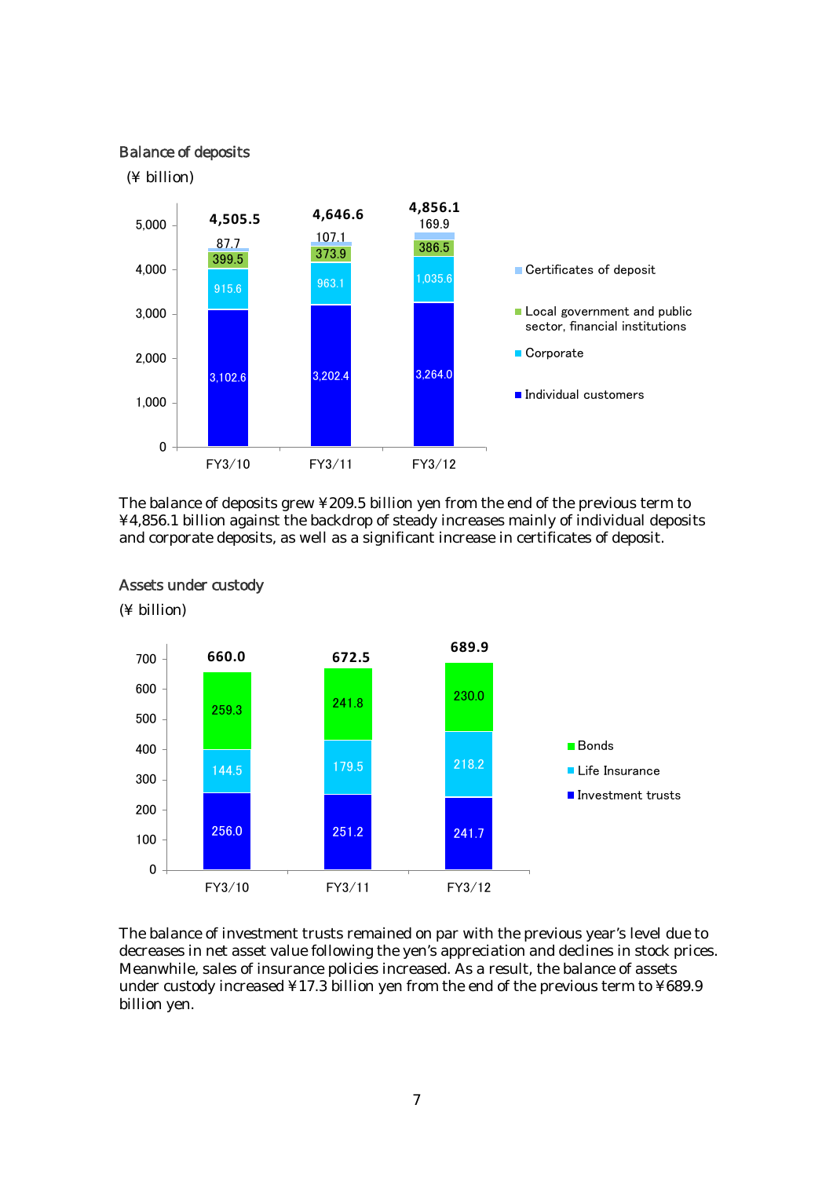## Balance of deposits

(¥ billion)

| | FY3/10 | FY3/11 | FY3/12 |
|---|---|---|---|
| Certificates of deposit | 87.7 | 107.1 | 169.9 |
| Local government and public sector, financial institutions | 399.5 | 373.9 | 386.5 |
| Corporate | 915.6 | 963.1 | 1,035.6 |
| Individual customers | 3,102.6 | 3,202.4 | 3,264.0 |
| Total | 4,505.5 | 4,646.6 | 4,856.1 |

The balance of deposits grew ¥209.5 billion yen from the end of the previous term to ¥4,856.1 billion against the backdrop of steady increases mainly of individual deposits and corporate deposits, as well as a significant increase in certificates of deposit.

## Assets under custody

(¥ billion)

| | FY3/10 | FY3/11 | FY3/12 |
|---|---|---|---|
| Bonds | 259.3 | 241.8 | 230.0 |
| Life Insurance | 144.5 | 179.5 | 218.2 |
| Investment trusts | 256.0 | 251.2 | 241.7 |
| Total | 660.0 | 672.5 | 689.9 |

The balance of investment trusts remained on par with the previous year's level due to decreases in net asset value following the yen's appreciation and declines in stock prices. Meanwhile, sales of insurance policies increased. As a result, the balance of assets under custody increased ¥17.3 billion yen from the end of the previous term to ¥689.9 billion yen.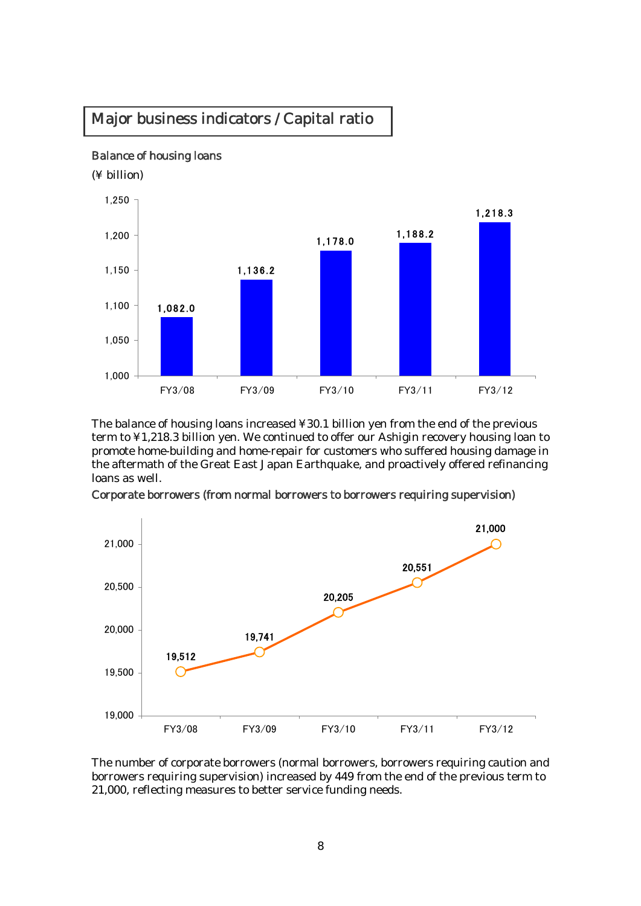## Major business indicators / Capital ratio

Balance of housing loans

(¥ billion)

| FY3/08 | FY3/09 | FY3/10 | FY3/11 | FY3/12 |
|---|---|---|---|---|
| 1,082.0 | 1,136.2 | 1,178.0 | 1,188.2 | 1,218.3 |

The balance of housing loans increased ¥30.1 billion yen from the end of the previous term to ¥1,218.3 billion yen. We continued to offer our Ashigin recovery housing loan to promote home-building and home-repair for customers who suffered housing damage in the aftermath of the Great East Japan Earthquake, and proactively offered refinancing loans as well.

Corporate borrowers (from normal borrowers to borrowers requiring supervision)

| FY3/08 | FY3/09 | FY3/10 | FY3/11 | FY3/12 |
|---|---|---|---|---|
| 19,512 | 19,741 | 20,205 | 20,551 | 21,000 |

The number of corporate borrowers (normal borrowers, borrowers requiring caution and borrowers requiring supervision) increased by 449 from the end of the previous term to 21,000, reflecting measures to better service funding needs.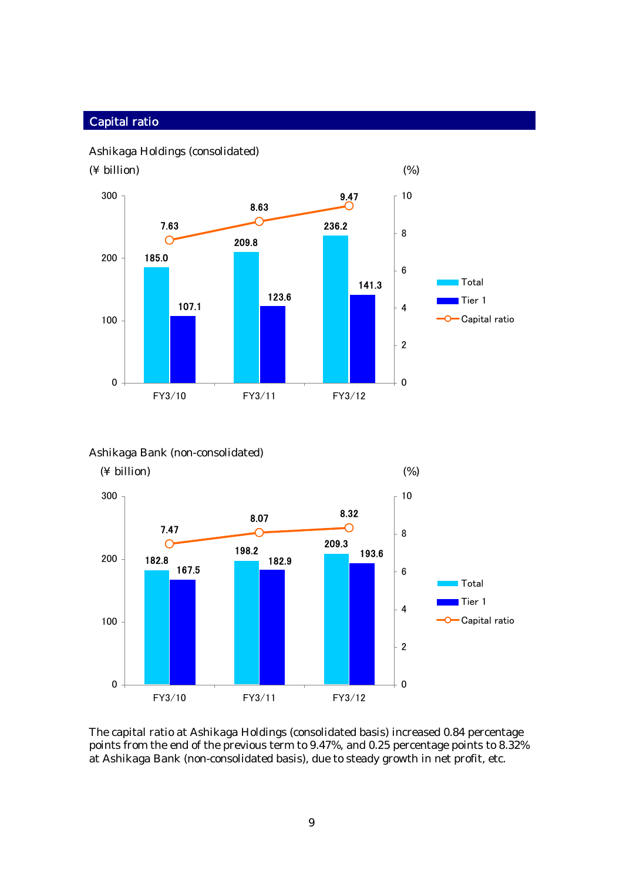## Capital ratio

### Ashikaga Holdings (consolidated)

(¥ billion) / (%)

| | FY3/10 | FY3/11 | FY3/12 |
|---|---|---|---|
| Total | 185.0 | 209.8 | 236.2 |
| Tier 1 | 107.1 | 123.6 | 141.3 |
| Capital ratio | 7.63 | 8.63 | 9.47 |

### Ashikaga Bank (non-consolidated)

(¥ billion) / (%)

| | FY3/10 | FY3/11 | FY3/12 |
|---|---|---|---|
| Total | 182.8 | 198.2 | 209.3 |
| Tier 1 | 167.5 | 182.9 | 193.6 |
| Capital ratio | 7.47 | 8.07 | 8.32 |

The capital ratio at Ashikaga Holdings (consolidated basis) increased 0.84 percentage points from the end of the previous term to 9.47%, and 0.25 percentage points to 8.32% at Ashikaga Bank (non-consolidated basis), due to steady growth in net profit, etc.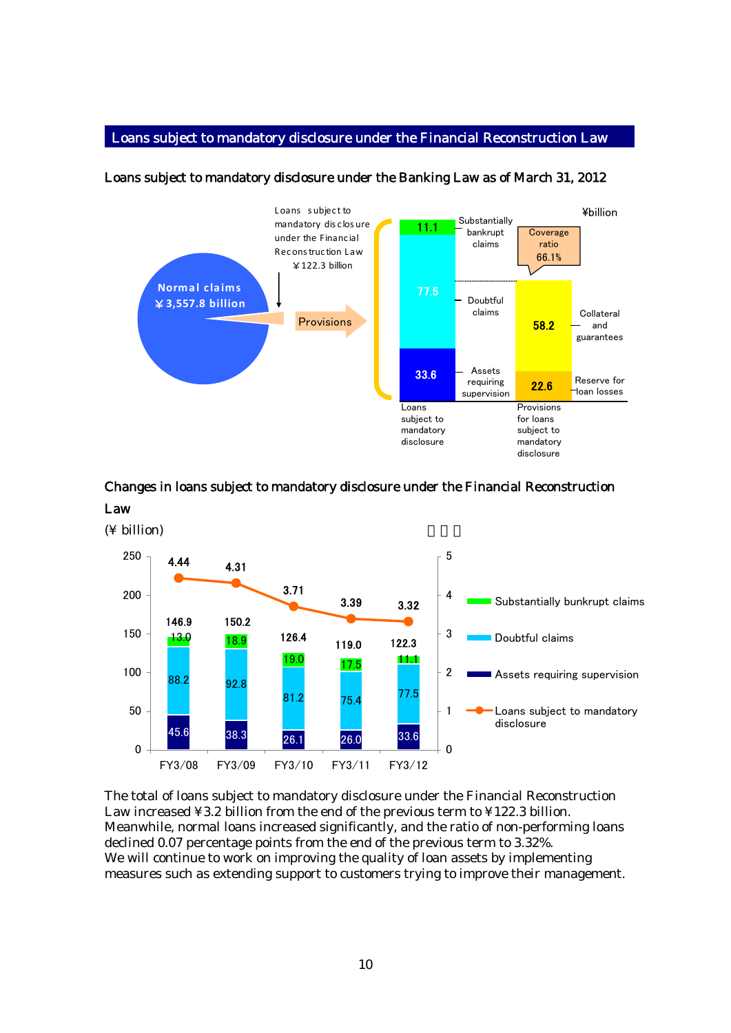## Loans subject to mandatory disclosure under the Financial Reconstruction Law

### Loans subject to mandatory disclosure under the Banking Law as of March 31, 2012

¥billion

Normal claims ¥3,557.8 billion

Loans subject to mandatory disclosure under the Financial Reconstruction Law ¥122.3 billion

Provisions

| Loans subject to mandatory disclosure | | Provisions for loans subject to mandatory disclosure | |
|---|---|---|---|
| Substantially bankrupt claims | 11.1 | Collateral and guarantees | 58.2 |
| Doubtful claims | 77.5 | Reserve for loan losses | 22.6 |
| Assets requiring supervision | 33.6 | Coverage ratio | 66.1% |

### Changes in loans subject to mandatory disclosure under the Financial Reconstruction Law

(¥ billion)

| | FY3/08 | FY3/09 | FY3/10 | FY3/11 | FY3/12 |
|---|---|---|---|---|---|
| Substantially bunkrupt claims | 13.0 | 18.9 | 19.0 | 17.5 | 11.1 |
| Doubtful claims | 88.2 | 92.8 | 81.2 | 75.4 | 77.5 |
| Assets requiring supervision | 45.6 | 38.3 | 26.1 | 26.0 | 33.6 |
| Total | 146.9 | 150.2 | 126.4 | 119.0 | 122.3 |
| Loans subject to mandatory disclosure (%) | 4.44 | 4.31 | 3.71 | 3.39 | 3.32 |

The total of loans subject to mandatory disclosure under the Financial Reconstruction Law increased ¥3.2 billion from the end of the previous term to ¥122.3 billion. Meanwhile, normal loans increased significantly, and the ratio of non-performing loans declined 0.07 percentage points from the end of the previous term to 3.32%. We will continue to work on improving the quality of loan assets by implementing measures such as extending support to customers trying to improve their management.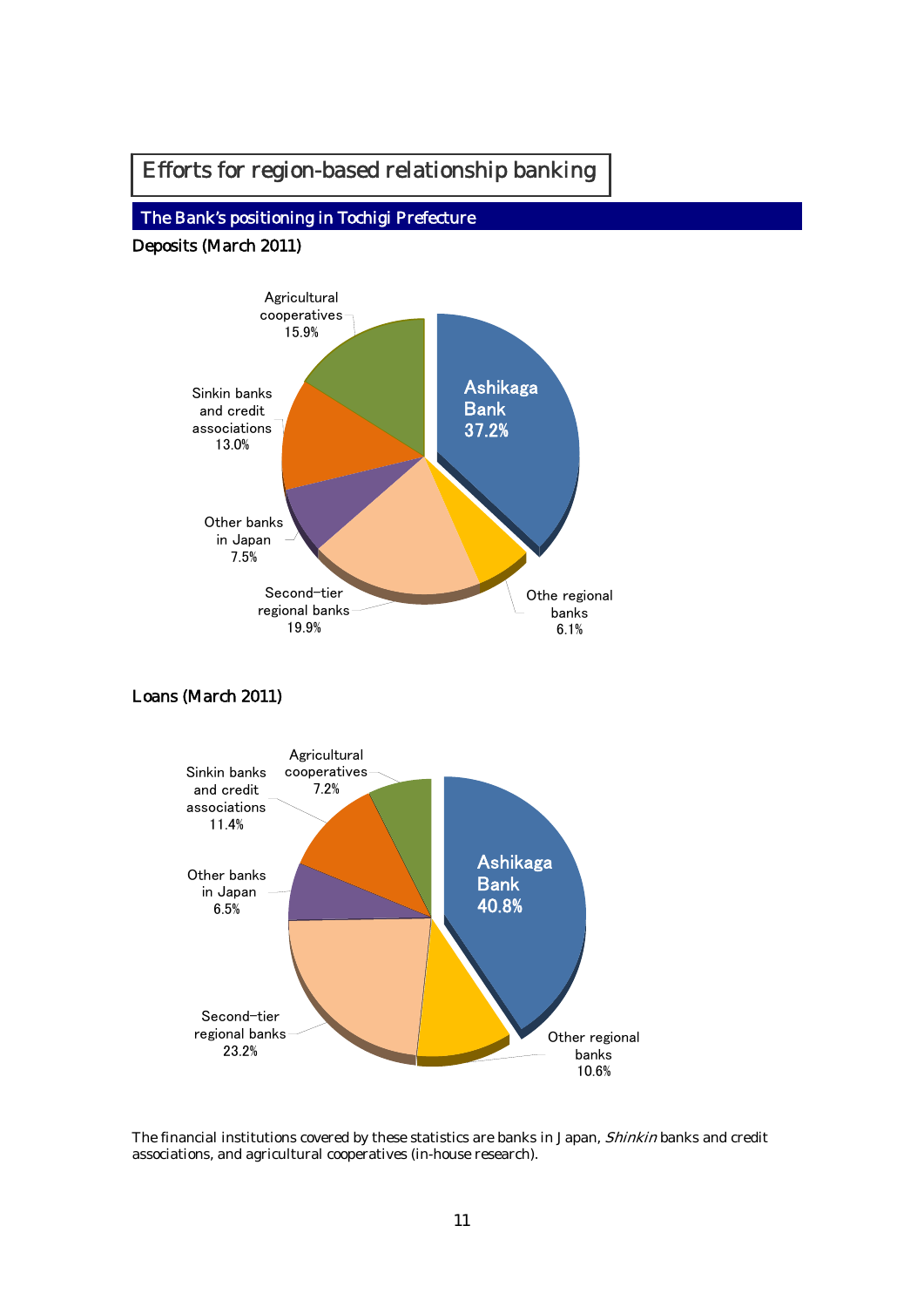# Efforts for region-based relationship banking

## The Bank's positioning in Tochigi Prefecture

### Deposits (March 2011)

Ashikaga Bank 37.2%

Agricultural cooperatives 15.9%

Sinkin banks and credit associations 13.0%

Other banks in Japan 7.5%

Second-tier regional banks 19.9%

Othe regional banks 6.1%

### Loans (March 2011)

Ashikaga Bank 40.8%

Agricultural cooperatives 7.2%

Sinkin banks and credit associations 11.4%

Other banks in Japan 6.5%

Second-tier regional banks 23.2%

Other regional banks 10.6%

The financial institutions covered by these statistics are banks in Japan, *Shinkin* banks and credit associations, and agricultural cooperatives (in-house research).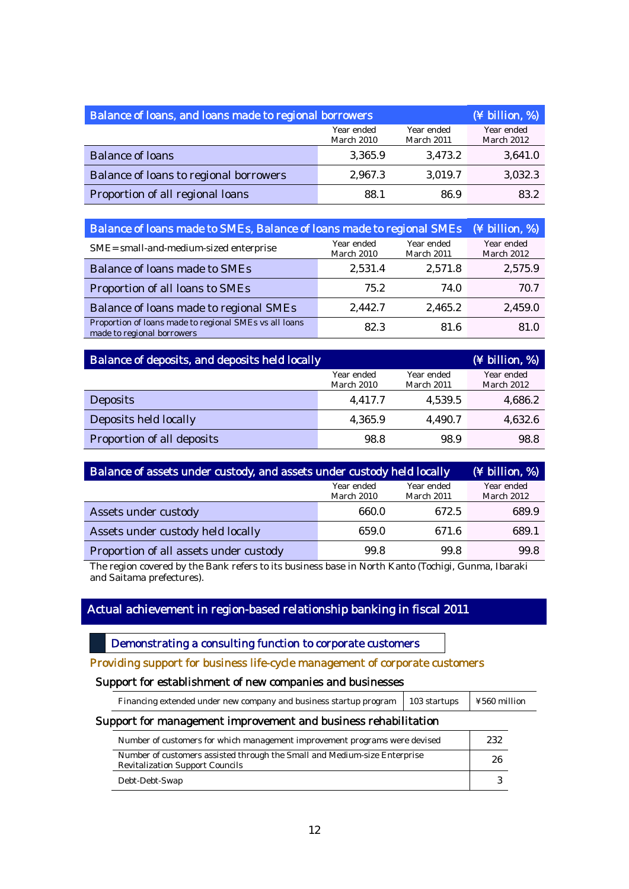| Balance of loans, and loans made to regional borrowers | Year ended March 2010 | Year ended March 2011 | Year ended March 2012 (¥ billion, %) |
|---|---|---|---|
| Balance of loans | 3,365.9 | 3,473.2 | 3,641.0 |
| Balance of loans to regional borrowers | 2,967.3 | 3,019.7 | 3,032.3 |
| Proportion of all regional loans | 88.1 | 86.9 | 83.2 |

| Balance of loans made to SMEs, Balance of loans made to regional SMEs<br>SME=small-and-medium-sized enterprise | Year ended March 2010 | Year ended March 2011 | Year ended March 2012 (¥ billion, %) |
|---|---|---|---|
| Balance of loans made to SMEs | 2,531.4 | 2,571.8 | 2,575.9 |
| Proportion of all loans to SMEs | 75.2 | 74.0 | 70.7 |
| Balance of loans made to regional SMEs | 2,442.7 | 2,465.2 | 2,459.0 |
| Proportion of loans made to regional SMEs vs all loans made to regional borrowers | 82.3 | 81.6 | 81.0 |

| Balance of deposits, and deposits held locally | Year ended March 2010 | Year ended March 2011 | Year ended March 2012 (¥ billion, %) |
|---|---|---|---|
| Deposits | 4,417.7 | 4,539.5 | 4,686.2 |
| Deposits held locally | 4,365.9 | 4,490.7 | 4,632.6 |
| Proportion of all deposits | 98.8 | 98.9 | 98.8 |

| Balance of assets under custody, and assets under custody held locally | Year ended March 2010 | Year ended March 2011 | Year ended March 2012 (¥ billion, %) |
|---|---|---|---|
| Assets under custody | 660.0 | 672.5 | 689.9 |
| Assets under custody held locally | 659.0 | 671.6 | 689.1 |
| Proportion of all assets under custody | 99.8 | 99.8 | 99.8 |

The region covered by the Bank refers to its business base in North Kanto (Tochigi, Gunma, Ibaraki and Saitama prefectures).

## Actual achievement in region-based relationship banking in fiscal 2011

### Demonstrating a consulting function to corporate customers

#### Providing support for business life-cycle management of corporate customers

**Support for establishment of new companies and businesses**

| | | |
|---|---|---|
| Financing extended under new company and business startup program | 103 startups | ¥560 million |

**Support for management improvement and business rehabilitation**

| | |
|---|---|
| Number of customers for which management improvement programs were devised | 232 |
| Number of customers assisted through the Small and Medium-size Enterprise Revitalization Support Councils | 26 |
| Debt-Debt-Swap | 3 |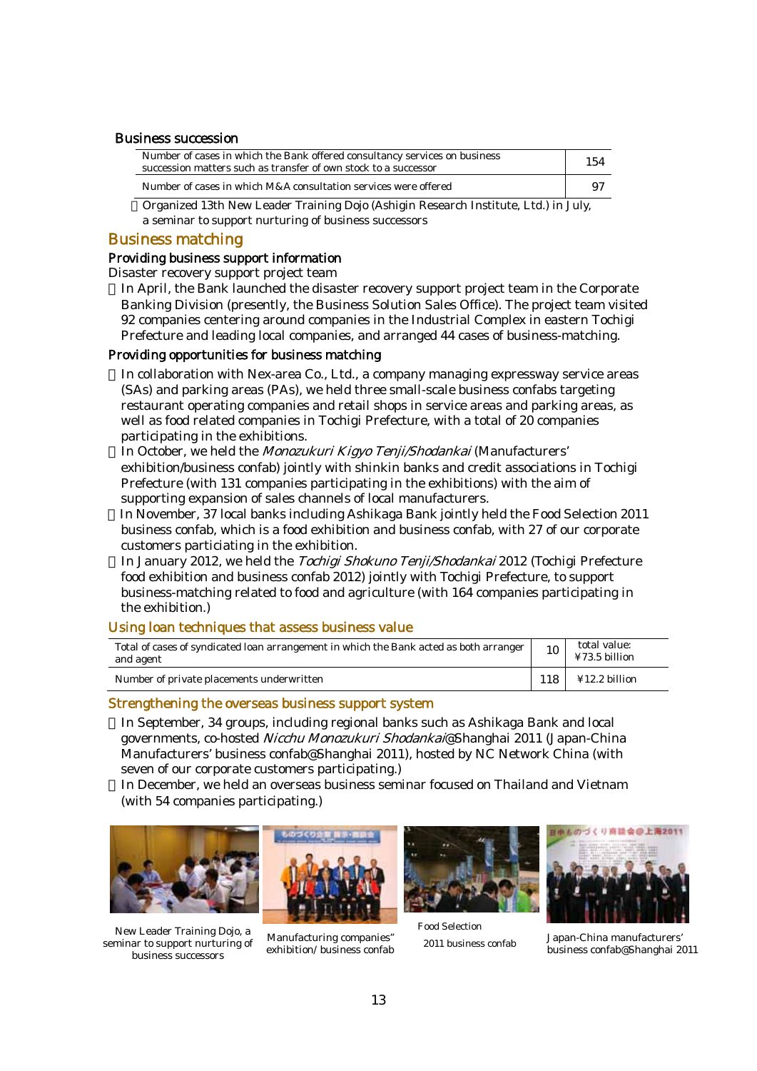### Business succession

| | |
|---|---|
| Number of cases in which the Bank offered consultancy services on business succession matters such as transfer of own stock to a successor | 154 |
| Number of cases in which M&A consultation services were offered | 97 |

- Organized 13th New Leader Training Dojo (Ashigin Research Institute, Ltd.) in July, a seminar to support nurturing of business successors

## Business matching

### Providing business support information

Disaster recovery support project team

- In April, the Bank launched the disaster recovery support project team in the Corporate Banking Division (presently, the Business Solution Sales Office). The project team visited 92 companies centering around companies in the Industrial Complex in eastern Tochigi Prefecture and leading local companies, and arranged 44 cases of business-matching.

### Providing opportunities for business matching

- In collaboration with Nex-area Co., Ltd., a company managing expressway service areas (SAs) and parking areas (PAs), we held three small-scale business confabs targeting restaurant operating companies and retail shops in service areas and parking areas, as well as food related companies in Tochigi Prefecture, with a total of 20 companies participating in the exhibitions.
- In October, we held the *Monozukuri Kigyo Tenji/Shodankai* (Manufacturers' exhibition/business confab) jointly with shinkin banks and credit associations in Tochigi Prefecture (with 131 companies participating in the exhibitions) with the aim of supporting expansion of sales channels of local manufacturers.
- In November, 37 local banks including Ashikaga Bank jointly held the Food Selection 2011 business confab, which is a food exhibition and business confab, with 27 of our corporate customers particiating in the exhibition.
- In January 2012, we held the *Tochigi Shokuno Tenji/Shodankai* 2012 (Tochigi Prefecture food exhibition and business confab 2012) jointly with Tochigi Prefecture, to support business-matching related to food and agriculture (with 164 companies participating in the exhibition.)

## Using loan techniques that assess business value

| | | |
|---|---|---|
| Total of cases of syndicated loan arrangement in which the Bank acted as both arranger and agent | 10 | total value: ¥73.5 billion |
| Number of private placements underwritten | 118 | ¥12.2 billion |

## Strengthening the overseas business support system

- In September, 34 groups, including regional banks such as Ashikaga Bank and local governments, co-hosted *Nicchu Monozukuri Shodankai*@Shanghai 2011 (Japan-China Manufacturers' business confab@Shanghai 2011), hosted by NC Network China (with seven of our corporate customers participating.)
- In December, we held an overseas business seminar focused on Thailand and Vietnam (with 54 companies participating.)

New Leader Training Dojo, a seminar to support nurturing of business successors

Manufacturing companies" exhibition/ business confab

Food Selection 2011 business confab

Japan-China manufacturers' business confab@Shanghai 2011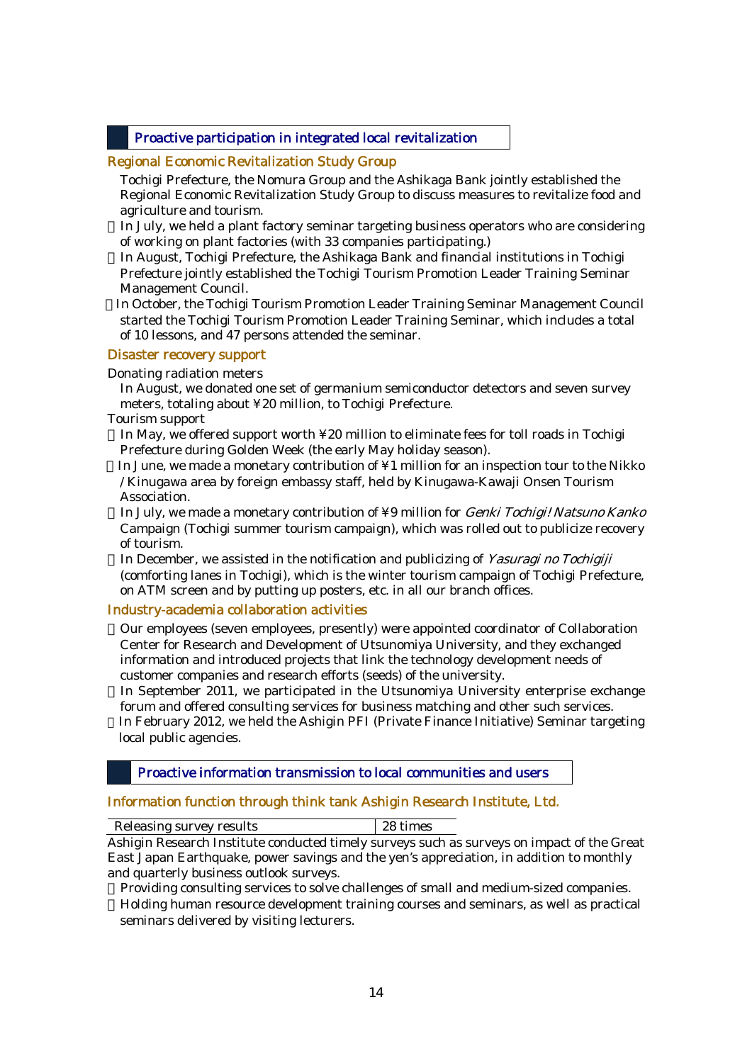## Proactive participation in integrated local revitalization

### Regional Economic Revitalization Study Group

Tochigi Prefecture, the Nomura Group and the Ashikaga Bank jointly established the Regional Economic Revitalization Study Group to discuss measures to revitalize food and agriculture and tourism.

- In July, we held a plant factory seminar targeting business operators who are considering of working on plant factories (with 33 companies participating.)
- In August, Tochigi Prefecture, the Ashikaga Bank and financial institutions in Tochigi Prefecture jointly established the Tochigi Tourism Promotion Leader Training Seminar Management Council.
- In October, the Tochigi Tourism Promotion Leader Training Seminar Management Council started the Tochigi Tourism Promotion Leader Training Seminar, which includes a total of 10 lessons, and 47 persons attended the seminar.

### Disaster recovery support

Donating radiation meters

In August, we donated one set of germanium semiconductor detectors and seven survey meters, totaling about ¥20 million, to Tochigi Prefecture.

Tourism support

- In May, we offered support worth ¥20 million to eliminate fees for toll roads in Tochigi Prefecture during Golden Week (the early May holiday season).
- In June, we made a monetary contribution of ¥1 million for an inspection tour to the Nikko / Kinugawa area by foreign embassy staff, held by Kinugawa-Kawaji Onsen Tourism Association.
- In July, we made a monetary contribution of ¥9 million for *Genki Tochigi! Natsuno Kanko* Campaign (Tochigi summer tourism campaign), which was rolled out to publicize recovery of tourism.
- In December, we assisted in the notification and publicizing of *Yasuragi no Tochigiji* (comforting lanes in Tochigi), which is the winter tourism campaign of Tochigi Prefecture, on ATM screen and by putting up posters, etc. in all our branch offices.

### Industry-academia collaboration activities

- Our employees (seven employees, presently) were appointed coordinator of Collaboration Center for Research and Development of Utsunomiya University, and they exchanged information and introduced projects that link the technology development needs of customer companies and research efforts (seeds) of the university.
- In September 2011, we participated in the Utsunomiya University enterprise exchange forum and offered consulting services for business matching and other such services.
- In February 2012, we held the Ashigin PFI (Private Finance Initiative) Seminar targeting local public agencies.

## Proactive information transmission to local communities and users

### Information function through think tank Ashigin Research Institute, Ltd.

| Releasing survey results | 28 times |
|---|---|

Ashigin Research Institute conducted timely surveys such as surveys on impact of the Great East Japan Earthquake, power savings and the yen's appreciation, in addition to monthly and quarterly business outlook surveys.

- Providing consulting services to solve challenges of small and medium-sized companies.
- Holding human resource development training courses and seminars, as well as practical seminars delivered by visiting lecturers.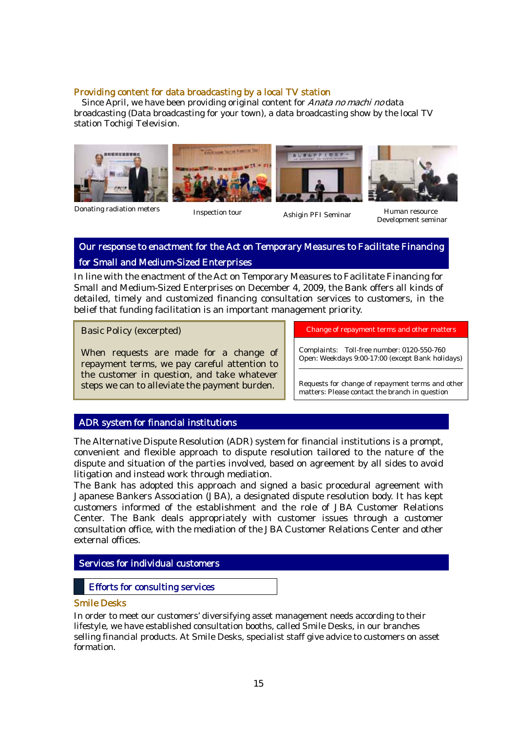### Providing content for data broadcasting by a local TV station

Since April, we have been providing original content for *Anata no machi no* data broadcasting (Data broadcasting for your town), a data broadcasting show by the local TV station Tochigi Television.

Donating radiation meters

Inspection tour

Ashigin PFI Seminar

Human resource Development seminar

## Our response to enactment for the Act on Temporary Measures to Facilitate Financing for Small and Medium-Sized Enterprises

In line with the enactment of the Act on Temporary Measures to Facilitate Financing for Small and Medium-Sized Enterprises on December 4, 2009, the Bank offers all kinds of detailed, timely and customized financing consultation services to customers, in the belief that funding facilitation is an important management priority.

**Basic Policy (excerpted)**

When requests are made for a change of repayment terms, we pay careful attention to the customer in question, and take whatever steps we can to alleviate the payment burden.

**Change of repayment terms and other matters**

Complaints: Toll-free number: 0120-550-760
Open: Weekdays 9:00-17:00 (except Bank holidays)

Requests for change of repayment terms and other matters: Please contact the branch in question

## ADR system for financial institutions

The Alternative Dispute Resolution (ADR) system for financial institutions is a prompt, convenient and flexible approach to dispute resolution tailored to the nature of the dispute and situation of the parties involved, based on agreement by all sides to avoid litigation and instead work through mediation.

The Bank has adopted this approach and signed a basic procedural agreement with Japanese Bankers Association (JBA), a designated dispute resolution body. It has kept customers informed of the establishment and the role of JBA Customer Relations Center. The Bank deals appropriately with customer issues through a customer consultation office, with the mediation of the JBA Customer Relations Center and other external offices.

## Services for individual customers

### Efforts for consulting services

#### Smile Desks

In order to meet our customers' diversifying asset management needs according to their lifestyle, we have established consultation booths, called Smile Desks, in our branches selling financial products. At Smile Desks, specialist staff give advice to customers on asset formation.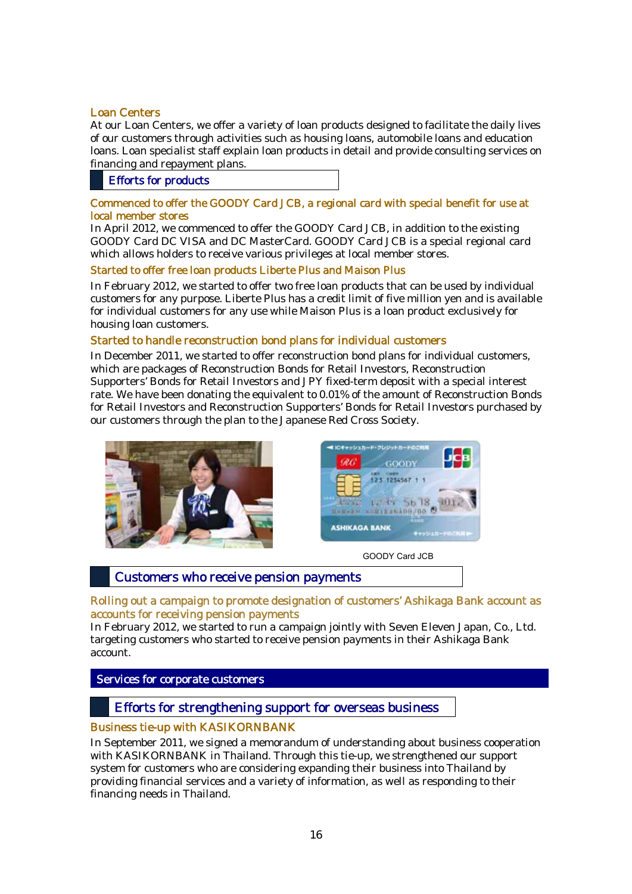### Loan Centers

At our Loan Centers, we offer a variety of loan products designed to facilitate the daily lives of our customers through activities such as housing loans, automobile loans and education loans. Loan specialist staff explain loan products in detail and provide consulting services on financing and repayment plans.

## Efforts for products

### Commenced to offer the GOODY Card JCB, a regional card with special benefit for use at local member stores

In April 2012, we commenced to offer the GOODY Card JCB, in addition to the existing GOODY Card DC VISA and DC MasterCard. GOODY Card JCB is a special regional card which allows holders to receive various privileges at local member stores.

### Started to offer free loan products Liberte Plus and Maison Plus

In February 2012, we started to offer two free loan products that can be used by individual customers for any purpose. Liberte Plus has a credit limit of five million yen and is available for individual customers for any use while Maison Plus is a loan product exclusively for housing loan customers.

### Started to handle reconstruction bond plans for individual customers

In December 2011, we started to offer reconstruction bond plans for individual customers, which are packages of Reconstruction Bonds for Retail Investors, Reconstruction Supporters' Bonds for Retail Investors and JPY fixed-term deposit with a special interest rate. We have been donating the equivalent to 0.01% of the amount of Reconstruction Bonds for Retail Investors and Reconstruction Supporters' Bonds for Retail Investors purchased by our customers through the plan to the Japanese Red Cross Society.

GOODY Card JCB

## Customers who receive pension payments

### Rolling out a campaign to promote designation of customers' Ashikaga Bank account as accounts for receiving pension payments

In February 2012, we started to run a campaign jointly with Seven Eleven Japan, Co., Ltd. targeting customers who started to receive pension payments in their Ashikaga Bank account.

# Services for corporate customers

## Efforts for strengthening support for overseas business

### Business tie-up with KASIKORNBANK

In September 2011, we signed a memorandum of understanding about business cooperation with KASIKORNBANK in Thailand. Through this tie-up, we strengthened our support system for customers who are considering expanding their business into Thailand by providing financial services and a variety of information, as well as responding to their financing needs in Thailand.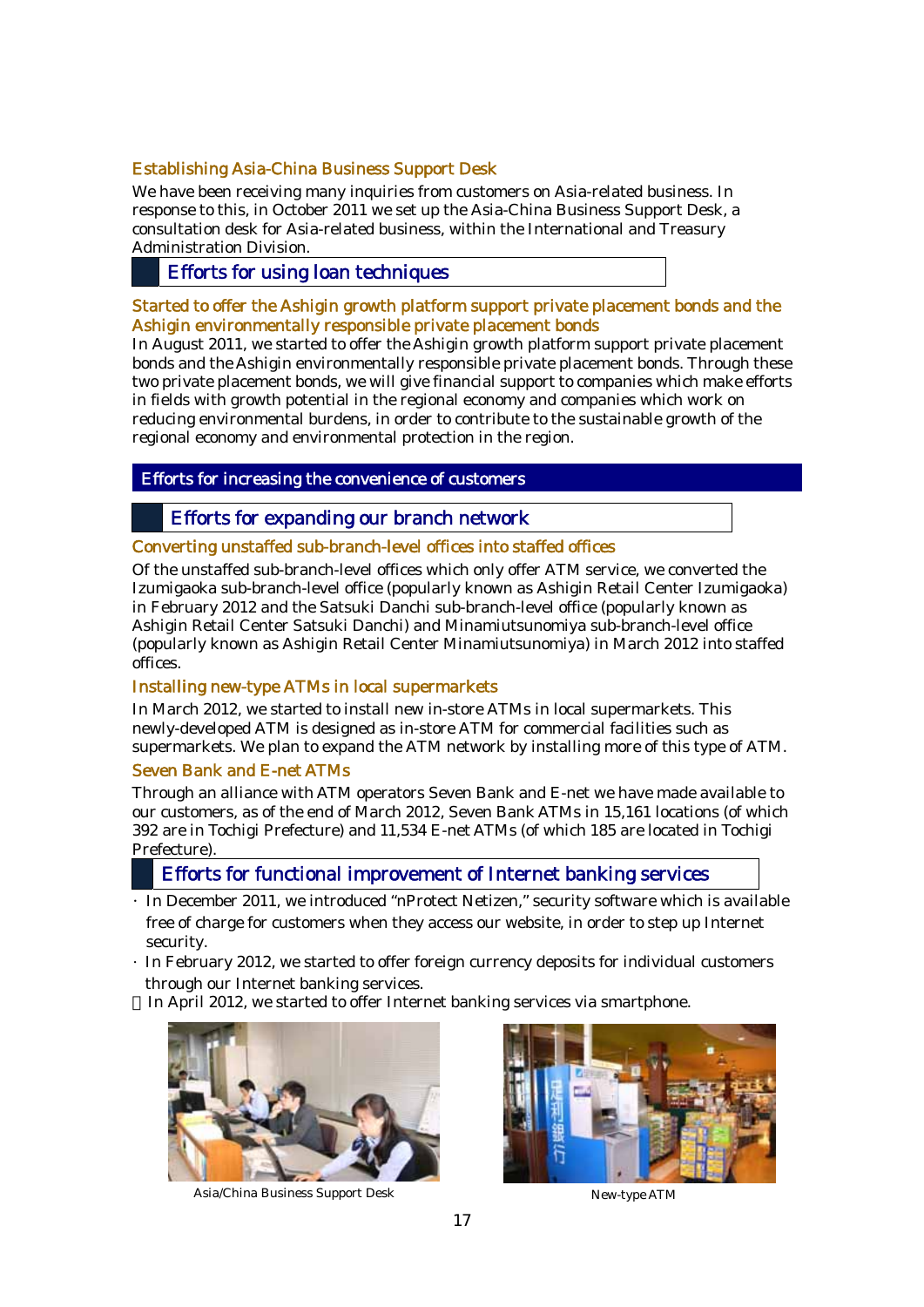### Establishing Asia-China Business Support Desk

We have been receiving many inquiries from customers on Asia-related business. In response to this, in October 2011 we set up the Asia-China Business Support Desk, a consultation desk for Asia-related business, within the International and Treasury Administration Division.

## Efforts for using loan techniques

### Started to offer the Ashigin growth platform support private placement bonds and the Ashigin environmentally responsible private placement bonds

In August 2011, we started to offer the Ashigin growth platform support private placement bonds and the Ashigin environmentally responsible private placement bonds. Through these two private placement bonds, we will give financial support to companies which make efforts in fields with growth potential in the regional economy and companies which work on reducing environmental burdens, in order to contribute to the sustainable growth of the regional economy and environmental protection in the region.

# Efforts for increasing the convenience of customers

## Efforts for expanding our branch network

### Converting unstaffed sub-branch-level offices into staffed offices

Of the unstaffed sub-branch-level offices which only offer ATM service, we converted the Izumigaoka sub-branch-level office (popularly known as Ashigin Retail Center Izumigaoka) in February 2012 and the Satsuki Danchi sub-branch-level office (popularly known as Ashigin Retail Center Satsuki Danchi) and Minamiutsunomiya sub-branch-level office (popularly known as Ashigin Retail Center Minamiutsunomiya) in March 2012 into staffed offices.

### Installing new-type ATMs in local supermarkets

In March 2012, we started to install new in-store ATMs in local supermarkets. This newly-developed ATM is designed as in-store ATM for commercial facilities such as supermarkets. We plan to expand the ATM network by installing more of this type of ATM.

### Seven Bank and E-net ATMs

Through an alliance with ATM operators Seven Bank and E-net we have made available to our customers, as of the end of March 2012, Seven Bank ATMs in 15,161 locations (of which 392 are in Tochigi Prefecture) and 11,534 E-net ATMs (of which 185 are located in Tochigi Prefecture).

## Efforts for functional improvement of Internet banking services

- In December 2011, we introduced "nProtect Netizen," security software which is available free of charge for customers when they access our website, in order to step up Internet security.
- In February 2012, we started to offer foreign currency deposits for individual customers through our Internet banking services.
- In April 2012, we started to offer Internet banking services via smartphone.

Asia/China Business Support Desk

New-type ATM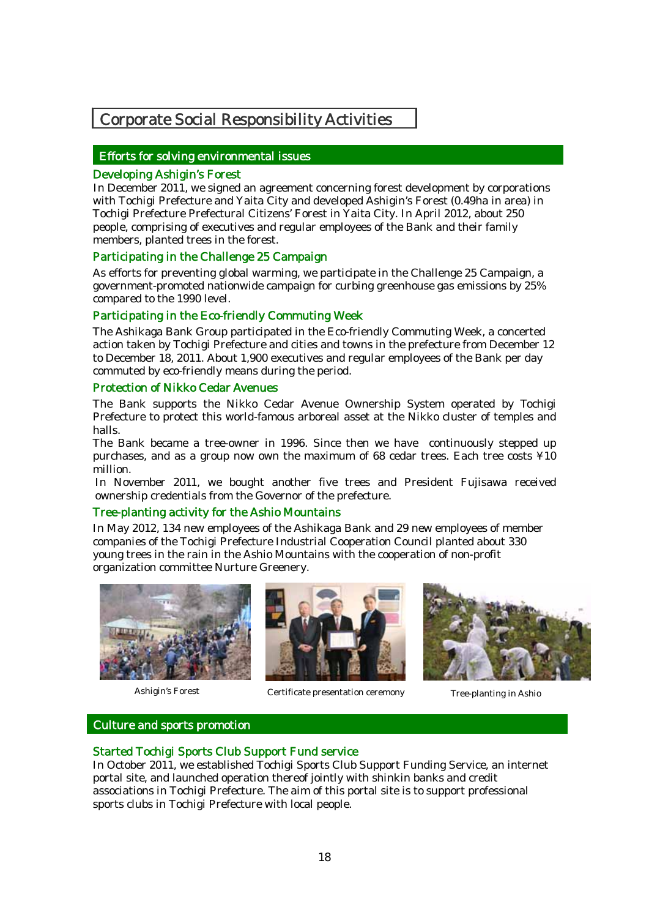# Corporate Social Responsibility Activities

## Efforts for solving environmental issues

### Developing Ashigin's Forest

In December 2011, we signed an agreement concerning forest development by corporations with Tochigi Prefecture and Yaita City and developed Ashigin's Forest (0.49ha in area) in Tochigi Prefecture Prefectural Citizens' Forest in Yaita City. In April 2012, about 250 people, comprising of executives and regular employees of the Bank and their family members, planted trees in the forest.

### Participating in the Challenge 25 Campaign

As efforts for preventing global warming, we participate in the Challenge 25 Campaign, a government-promoted nationwide campaign for curbing greenhouse gas emissions by 25% compared to the 1990 level.

### Participating in the Eco-friendly Commuting Week

The Ashikaga Bank Group participated in the Eco-friendly Commuting Week, a concerted action taken by Tochigi Prefecture and cities and towns in the prefecture from December 12 to December 18, 2011. About 1,900 executives and regular employees of the Bank per day commuted by eco-friendly means during the period.

### Protection of Nikko Cedar Avenues

The Bank supports the Nikko Cedar Avenue Ownership System operated by Tochigi Prefecture to protect this world-famous arboreal asset at the Nikko cluster of temples and halls.

The Bank became a tree-owner in 1996. Since then we have continuously stepped up purchases, and as a group now own the maximum of 68 cedar trees. Each tree costs ¥10 million.

In November 2011, we bought another five trees and President Fujisawa received ownership credentials from the Governor of the prefecture.

### Tree-planting activity for the Ashio Mountains

In May 2012, 134 new employees of the Ashikaga Bank and 29 new employees of member companies of the Tochigi Prefecture Industrial Cooperation Council planted about 330 young trees in the rain in the Ashio Mountains with the cooperation of non-profit organization committee Nurture Greenery.

Ashigin's Forest

Certificate presentation ceremony

Tree-planting in Ashio

## Culture and sports promotion

### Started Tochigi Sports Club Support Fund service

In October 2011, we established Tochigi Sports Club Support Funding Service, an internet portal site, and launched operation thereof jointly with shinkin banks and credit associations in Tochigi Prefecture. The aim of this portal site is to support professional sports clubs in Tochigi Prefecture with local people.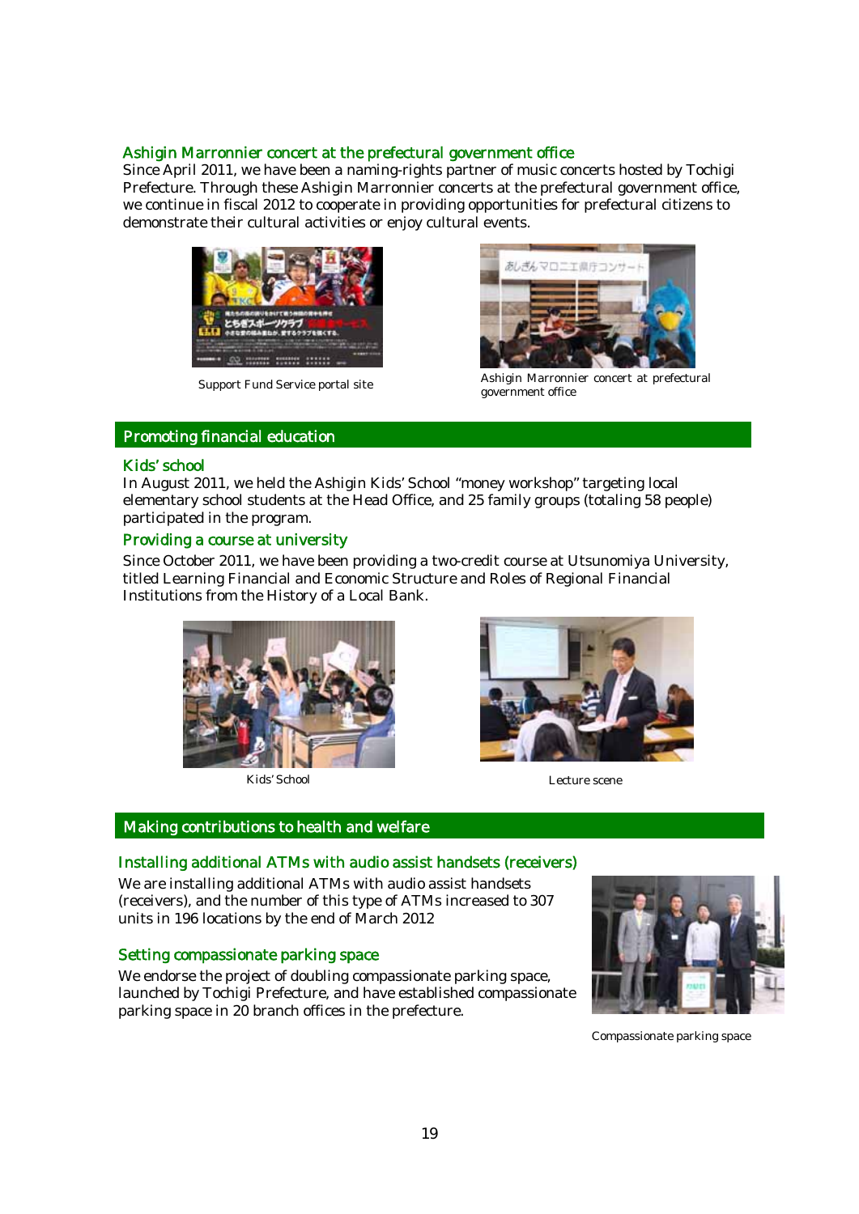### Ashigin Marronnier concert at the prefectural government office

Since April 2011, we have been a naming-rights partner of music concerts hosted by Tochigi Prefecture. Through these Ashigin Marronnier concerts at the prefectural government office, we continue in fiscal 2012 to cooperate in providing opportunities for prefectural citizens to demonstrate their cultural activities or enjoy cultural events.

Support Fund Service portal site

Ashigin Marronnier concert at prefectural government office

## Promoting financial education

### Kids' school

In August 2011, we held the Ashigin Kids' School "money workshop" targeting local elementary school students at the Head Office, and 25 family groups (totaling 58 people) participated in the program.

### Providing a course at university

Since October 2011, we have been providing a two-credit course at Utsunomiya University, titled Learning Financial and Economic Structure and Roles of Regional Financial Institutions from the History of a Local Bank.

Kids' School

Lecture scene

## Making contributions to health and welfare

### Installing additional ATMs with audio assist handsets (receivers)

We are installing additional ATMs with audio assist handsets (receivers), and the number of this type of ATMs increased to 307 units in 196 locations by the end of March 2012

### Setting compassionate parking space

We endorse the project of doubling compassionate parking space, launched by Tochigi Prefecture, and have established compassionate parking space in 20 branch offices in the prefecture.

Compassionate parking space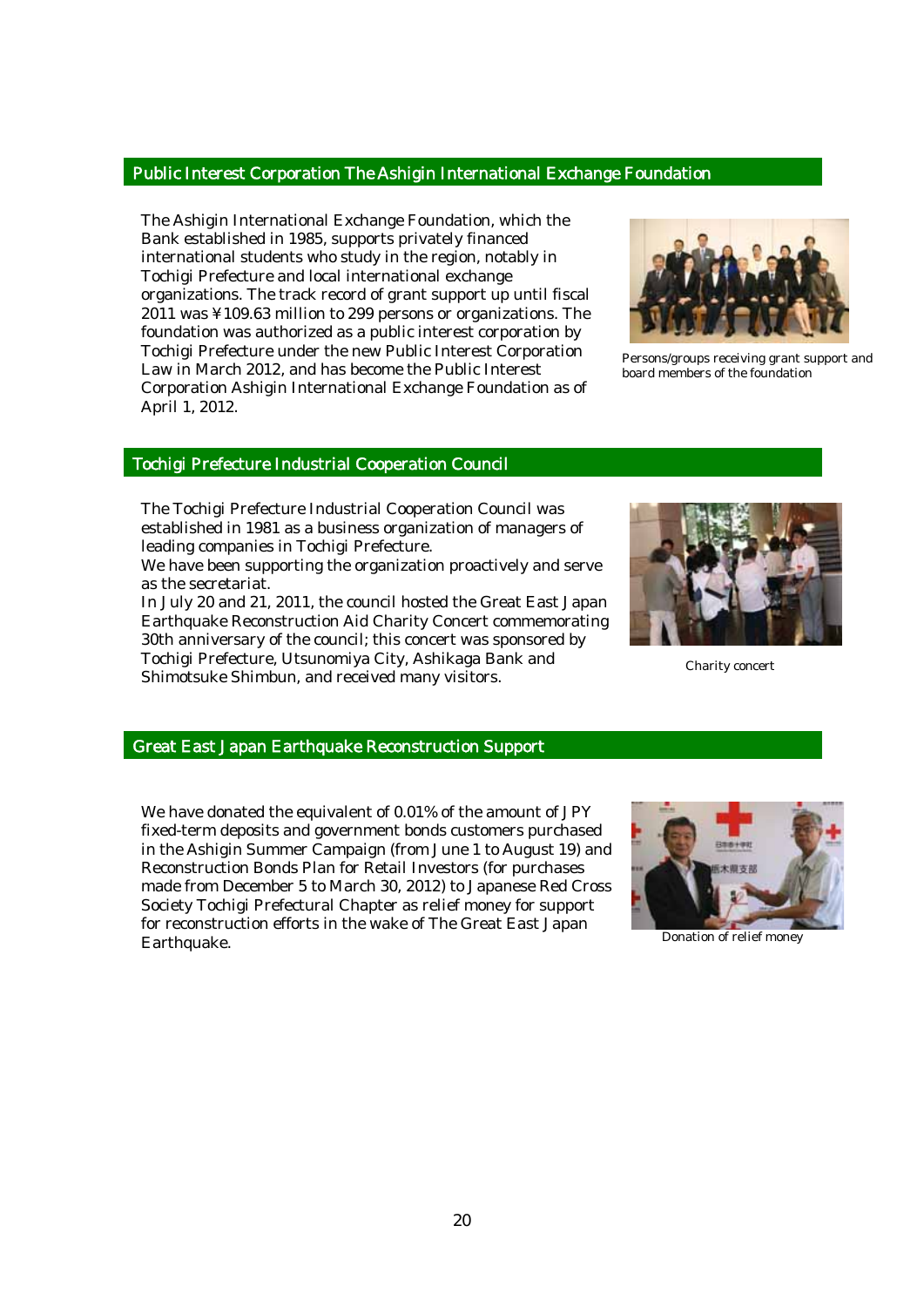## Public Interest Corporation The Ashigin International Exchange Foundation

The Ashigin International Exchange Foundation, which the Bank established in 1985, supports privately financed international students who study in the region, notably in Tochigi Prefecture and local international exchange organizations. The track record of grant support up until fiscal 2011 was ¥109.63 million to 299 persons or organizations. The foundation was authorized as a public interest corporation by Tochigi Prefecture under the new Public Interest Corporation Law in March 2012, and has become the Public Interest Corporation Ashigin International Exchange Foundation as of April 1, 2012.

Persons/groups receiving grant support and board members of the foundation

## Tochigi Prefecture Industrial Cooperation Council

The Tochigi Prefecture Industrial Cooperation Council was established in 1981 as a business organization of managers of leading companies in Tochigi Prefecture.
We have been supporting the organization proactively and serve as the secretariat.
In July 20 and 21, 2011, the council hosted the Great East Japan Earthquake Reconstruction Aid Charity Concert commemorating 30th anniversary of the council; this concert was sponsored by Tochigi Prefecture, Utsunomiya City, Ashikaga Bank and Shimotsuke Shimbun, and received many visitors.

Charity concert

## Great East Japan Earthquake Reconstruction Support

We have donated the equivalent of 0.01% of the amount of JPY fixed-term deposits and government bonds customers purchased in the Ashigin Summer Campaign (from June 1 to August 19) and Reconstruction Bonds Plan for Retail Investors (for purchases made from December 5 to March 30, 2012) to Japanese Red Cross Society Tochigi Prefectural Chapter as relief money for support for reconstruction efforts in the wake of The Great East Japan Earthquake.

Donation of relief money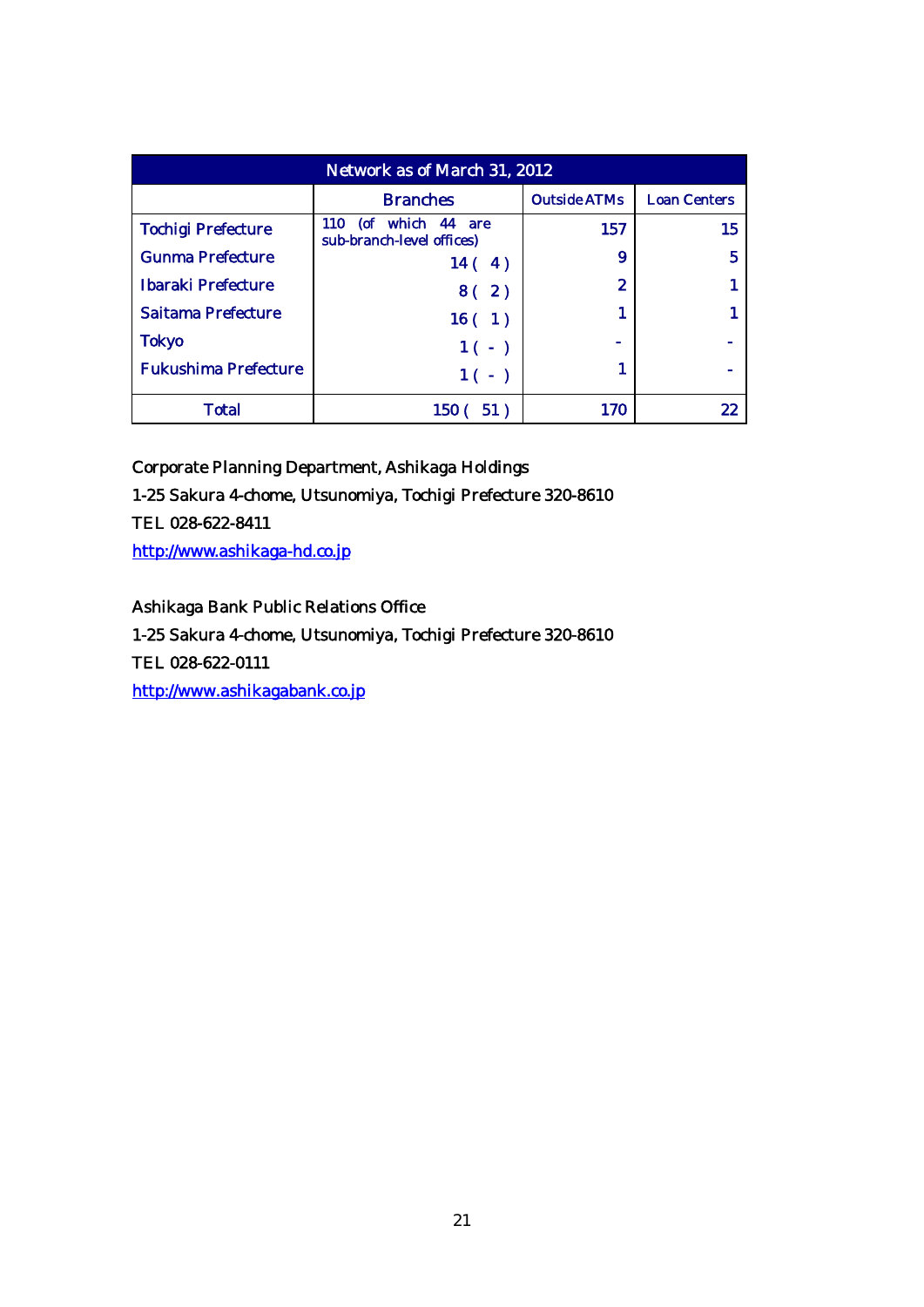| Network as of March 31, 2012 | | | |
|---|---|---|---|
| | Branches | Outside ATMs | Loan Centers |
| Tochigi Prefecture | 110 (of which 44 are sub-branch-level offices) | 157 | 15 |
| Gunma Prefecture | 14 ( 4 ) | 9 | 5 |
| Ibaraki Prefecture | 8 ( 2 ) | 2 | 1 |
| Saitama Prefecture | 16 ( 1 ) | 1 | 1 |
| Tokyo | 1 ( - ) | - | - |
| Fukushima Prefecture | 1 ( - ) | 1 | - |
| Total | 150 ( 51 ) | 170 | 22 |

Corporate Planning Department, Ashikaga Holdings

1-25 Sakura 4-chome, Utsunomiya, Tochigi Prefecture 320-8610

TEL 028-622-8411

http://www.ashikaga-hd.co.jp

Ashikaga Bank Public Relations Office

1-25 Sakura 4-chome, Utsunomiya, Tochigi Prefecture 320-8610

TEL 028-622-0111

http://www.ashikagabank.co.jp